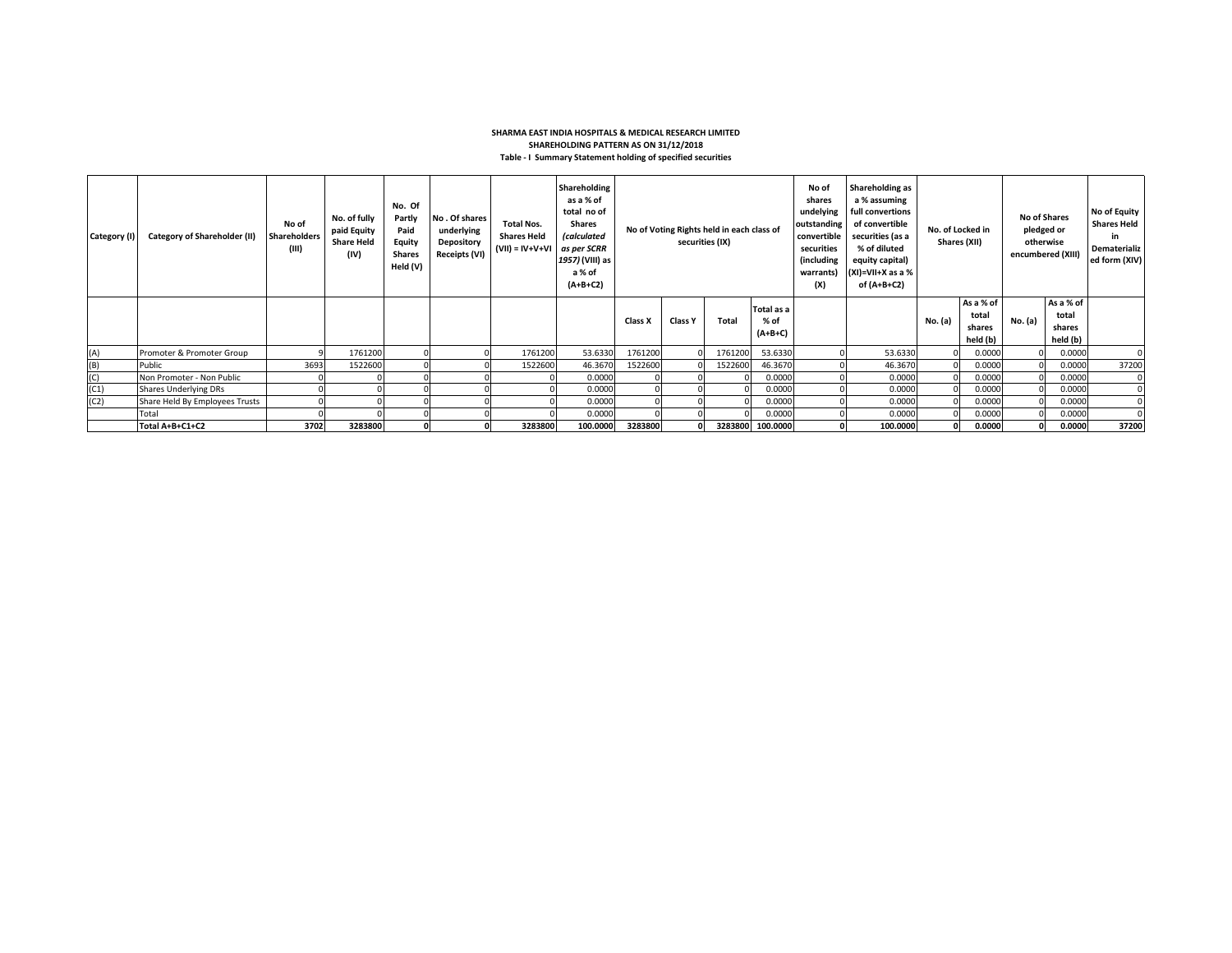**SHARMA EAST INDIA HOSPITALS & MEDICAL RESEARCH LIMITED**

**SHAREHOLDING PATTERN AS ON 31/12/2018**

**Table - I Summary Statement holding of specified securities**

| Category (I) | Category of Shareholder (II) | No of Shareholders (III) | No. of fully paid Equity Share Held (IV) | No. Of Partly Paid Equity Shares Held (V) | No . Of shares underlying Depository Receipts (VI) | Total Nos. Shares Held (VII) = IV+V+VI | Shareholding as a % of total no of Shares (calculated as per SCRR 1957) (VIII) as a % of (A+B+C2) | No of Voting Rights held in each class of securities (IX) | | | | No of shares undelying outstanding convertible securities (including warrants) (X) | Shareholding as a % assuming full convertions of convertible securities (as a % of diluted equity capital) (XI)=VII+X as a % of (A+B+C2) | No. of Locked in Shares (XII) | | No of Shares pledged or otherwise encumbered (XIII) | | No of Equity Shares Held in Dematerialized form (XIV) |
|---|---|---|---|---|---|---|---|---|---|---|---|---|---|---|---|---|---|---|
| | | | | | | | | Class X | Class Y | Total | Total as a % of (A+B+C) | | | No. (a) | As a % of total shares held (b) | No. (a) | As a % of total shares held (b) | |
| (A) | Promoter & Promoter Group | 9 | 1761200 | 0 | 0 | 1761200 | 53.6330 | 1761200 | 0 | 1761200 | 53.6330 | 0 | 53.6330 | 0 | 0.0000 | 0 | 0.0000 | 0 |
| (B) | Public | 3693 | 1522600 | 0 | 0 | 1522600 | 46.3670 | 1522600 | 0 | 1522600 | 46.3670 | 0 | 46.3670 | 0 | 0.0000 | 0 | 0.0000 | 37200 |
| (C) | Non Promoter - Non Public | 0 | 0 | 0 | 0 | 0 | 0.0000 | 0 | 0 | 0 | 0.0000 | 0 | 0.0000 | 0 | 0.0000 | 0 | 0.0000 | 0 |
| (C1) | Shares Underlying DRs | 0 | 0 | 0 | 0 | 0 | 0.0000 | 0 | 0 | 0 | 0.0000 | 0 | 0.0000 | 0 | 0.0000 | 0 | 0.0000 | 0 |
| (C2) | Share Held By Employees Trusts | 0 | 0 | 0 | 0 | 0 | 0.0000 | 0 | 0 | 0 | 0.0000 | 0 | 0.0000 | 0 | 0.0000 | 0 | 0.0000 | 0 |
| | Total | 0 | 0 | 0 | 0 | 0 | 0.0000 | 0 | 0 | 0 | 0.0000 | 0 | 0.0000 | 0 | 0.0000 | 0 | 0.0000 | 0 |
| | **Total A+B+C1+C2** | **3702** | **3283800** | **0** | **0** | **3283800** | **100.0000** | **3283800** | **0** | **3283800** | **100.0000** | **0** | **100.0000** | **0** | **0.0000** | **0** | **0.0000** | **37200** |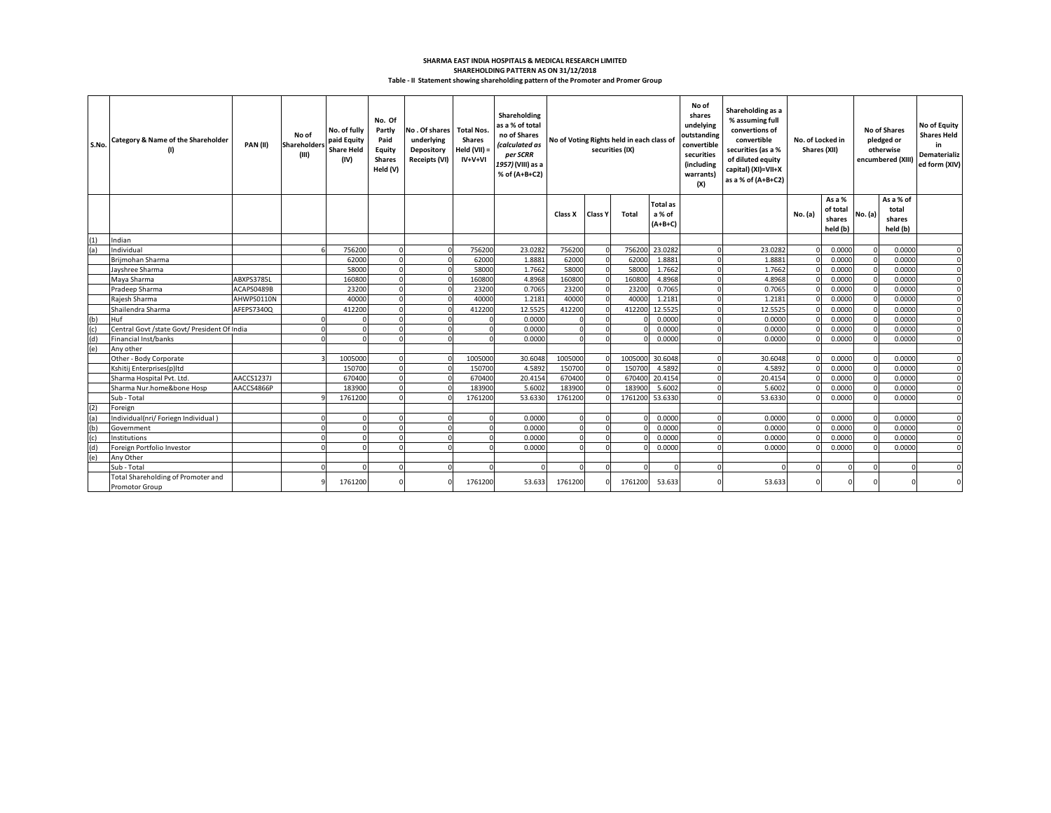**SHARMA EAST INDIA HOSPITALS & MEDICAL RESEARCH LIMITED**

**SHAREHOLDING PATTERN AS ON 31/12/2018**

**Table - II Statement showing shareholding pattern of the Promoter and Promer Group**

| S.No. | Category & Name of the Shareholder (I) | PAN (II) | No of Shareholders (III) | No. of fully paid Equity Share Held (IV) | No. Of Partly Paid Equity Shares Held (V) | No . Of shares underlying Depository Receipts (VI) | Total Nos. Shares Held (VII) = IV+V+VI | Shareholding as a % of total no of Shares (calculated as per SCRR 1957) (VIII) as a % of (A+B+C2) | No of Voting Rights held in each class of securities (IX) | | | | No of shares undelying outstanding convertible securities (including warrants) (X) | Shareholding as a % assuming full convertions of convertible securities (as a % of diluted equity capital) (XI)=VII+X as a % of (A+B+C2) | No. of Locked in Shares (XII) | | No of Shares pledged or otherwise encumbered (XIII) | | No of Equity Shares Held in Dematerialized form (XIV) |
|---|---|---|---|---|---|---|---|---|---|---|---|---|---|---|---|---|---|---|---|
| | | | | | | | | | Class X | Class Y | Total | Total as a % of (A+B+C) | | | No. (a) | As a % of total shares held (b) | No. (a) | As a % of total shares held (b) | |
| (1) | Indian | | | | | | | | | | | | | | | | | | |
| (a) | Individual | | 6 | 756200 | 0 | 0 | 756200 | 23.0282 | 756200 | 0 | 756200 | 23.0282 | 0 | 23.0282 | 0 | 0.0000 | 0 | 0.0000 | 0 |
| | Brijmohan Sharma | | | 62000 | 0 | 0 | 62000 | 1.8881 | 62000 | 0 | 62000 | 1.8881 | 0 | 1.8881 | 0 | 0.0000 | 0 | 0.0000 | 0 |
| | Jayshree Sharma | | | 58000 | 0 | 0 | 58000 | 1.7662 | 58000 | 0 | 58000 | 1.7662 | 0 | 1.7662 | 0 | 0.0000 | 0 | 0.0000 | 0 |
| | Maya Sharma | ABXPS3785L | | 160800 | 0 | 0 | 160800 | 4.8968 | 160800 | 0 | 160800 | 4.8968 | 0 | 4.8968 | 0 | 0.0000 | 0 | 0.0000 | 0 |
| | Pradeep Sharma | ACAPS0489B | | 23200 | 0 | 0 | 23200 | 0.7065 | 23200 | 0 | 23200 | 0.7065 | 0 | 0.7065 | 0 | 0.0000 | 0 | 0.0000 | 0 |
| | Rajesh Sharma | AHWPS0110N | | 40000 | 0 | 0 | 40000 | 1.2181 | 40000 | 0 | 40000 | 1.2181 | 0 | 1.2181 | 0 | 0.0000 | 0 | 0.0000 | 0 |
| | Shailendra Sharma | AFEPS7340Q | | 412200 | 0 | 0 | 412200 | 12.5525 | 412200 | 0 | 412200 | 12.5525 | 0 | 12.5525 | 0 | 0.0000 | 0 | 0.0000 | 0 |
| (b) | Huf | | 0 | 0 | 0 | 0 | 0 | 0.0000 | 0 | 0 | 0 | 0.0000 | 0 | 0.0000 | 0 | 0.0000 | 0 | 0.0000 | 0 |
| (c) | Central Govt /state Govt/ President Of India | | 0 | 0 | 0 | 0 | 0 | 0.0000 | 0 | 0 | 0 | 0.0000 | 0 | 0.0000 | 0 | 0.0000 | 0 | 0.0000 | 0 |
| (d) | Financial Inst/banks | | 0 | 0 | 0 | 0 | 0 | 0.0000 | 0 | 0 | 0 | 0.0000 | 0 | 0.0000 | 0 | 0.0000 | 0 | 0.0000 | 0 |
| (e) | Any other | | | | | | | | | | | | | | | | | | |
| | Other - Body Corporate | | 3 | 1005000 | 0 | 0 | 1005000 | 30.6048 | 1005000 | 0 | 1005000 | 30.6048 | 0 | 30.6048 | 0 | 0.0000 | 0 | 0.0000 | 0 |
| | Kshitij Enterprises(p)ltd | | | 150700 | 0 | 0 | 150700 | 4.5892 | 150700 | 0 | 150700 | 4.5892 | 0 | 4.5892 | 0 | 0.0000 | 0 | 0.0000 | 0 |
| | Sharma Hospital Pvt. Ltd. | AACCS1237J | | 670400 | 0 | 0 | 670400 | 20.4154 | 670400 | 0 | 670400 | 20.4154 | 0 | 20.4154 | 0 | 0.0000 | 0 | 0.0000 | 0 |
| | Sharma Nur.home&bone Hosp | AACCS4866P | | 183900 | 0 | 0 | 183900 | 5.6002 | 183900 | 0 | 183900 | 5.6002 | 0 | 5.6002 | 0 | 0.0000 | 0 | 0.0000 | 0 |
| | Sub - Total | | 9 | 1761200 | 0 | 0 | 1761200 | 53.6330 | 1761200 | 0 | 1761200 | 53.6330 | 0 | 53.6330 | 0 | 0.0000 | 0 | 0.0000 | 0 |
| (2) | Foreign | | | | | | | | | | | | | | | | | | |
| (a) | Individual(nri/ Foriegn Individual ) | | 0 | 0 | 0 | 0 | 0 | 0.0000 | 0 | 0 | 0 | 0.0000 | 0 | 0.0000 | 0 | 0.0000 | 0 | 0.0000 | 0 |
| (b) | Government | | 0 | 0 | 0 | 0 | 0 | 0.0000 | 0 | 0 | 0 | 0.0000 | 0 | 0.0000 | 0 | 0.0000 | 0 | 0.0000 | 0 |
| (c) | Institutions | | 0 | 0 | 0 | 0 | 0 | 0.0000 | 0 | 0 | 0 | 0.0000 | 0 | 0.0000 | 0 | 0.0000 | 0 | 0.0000 | 0 |
| (d) | Foreign Portfolio Investor | | 0 | 0 | 0 | 0 | 0 | 0.0000 | 0 | 0 | 0 | 0.0000 | 0 | 0.0000 | 0 | 0.0000 | 0 | 0.0000 | 0 |
| (e) | Any Other | | | | | | | | | | | | | | | | | | |
| | Sub - Total | | 0 | 0 | 0 | 0 | 0 | 0 | 0 | 0 | 0 | 0 | 0 | 0 | 0 | 0 | 0 | 0 | 0 |
| | Total Shareholding of Promoter and Promotor Group | | 9 | 1761200 | 0 | 0 | 1761200 | 53.633 | 1761200 | 0 | 1761200 | 53.633 | 0 | 53.633 | 0 | 0 | 0 | 0 | 0 |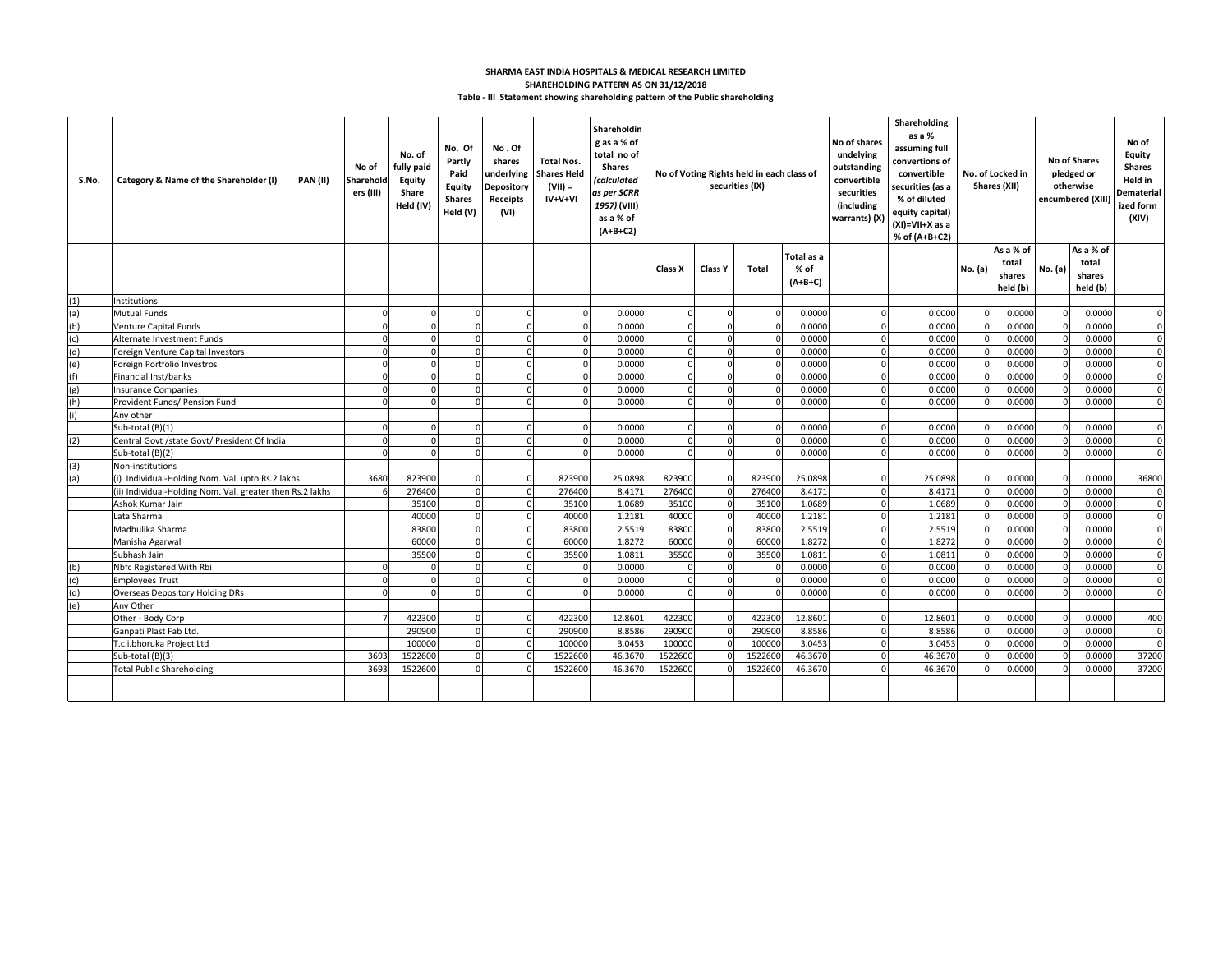**SHARMA EAST INDIA HOSPITALS & MEDICAL RESEARCH LIMITED**

**SHAREHOLDING PATTERN AS ON 31/12/2018**

**Table - III Statement showing shareholding pattern of the Public shareholding**

| S.No. | Category & Name of the Shareholder (I) | PAN (II) | No of Shareholders (III) | No. of fully paid Equity Share Held (IV) | No. Of Partly Paid Equity Shares Held (V) | No . Of shares underlying Depository Receipts (VI) | Total Nos. Shares Held (VII) = IV+V+VI | Shareholding as a % of total no of Shares (calculated as per SCRR 1957) (VIII) as a % of (A+B+C2) | No of Voting Rights held in each class of securities (IX) | | | | No of shares undelying outstanding convertible securities (including warrants) (X) | Shareholding as a % assuming full convertions of convertible securities (as a % of diluted equity capital) (XI)=VII+X as a % of (A+B+C2) | No. of Locked in Shares (XII) | | No of Shares pledged or otherwise encumbered (XIII) | | No of Equity Shares Held in Dematerialized form (XIV) |
|---|---|---|---|---|---|---|---|---|---|---|---|---|---|---|---|---|---|---|---|
| | | | | | | | | | Class X | Class Y | Total | Total as a % of (A+B+C) | | | No. (a) | As a % of total shares held (b) | No. (a) | As a % of total shares held (b) | |
| (1) | Institutions | | | | | | | | | | | | | | | | | | |
| (a) | Mutual Funds | | 0 | 0 | 0 | 0 | 0 | 0.0000 | 0 | 0 | 0 | 0.0000 | 0 | 0.0000 | 0 | 0.0000 | 0 | 0.0000 | 0 |
| (b) | Venture Capital Funds | | 0 | 0 | 0 | 0 | 0 | 0.0000 | 0 | 0 | 0 | 0.0000 | 0 | 0.0000 | 0 | 0.0000 | 0 | 0.0000 | 0 |
| (c) | Alternate Investment Funds | | 0 | 0 | 0 | 0 | 0 | 0.0000 | 0 | 0 | 0 | 0.0000 | 0 | 0.0000 | 0 | 0.0000 | 0 | 0.0000 | 0 |
| (d) | Foreign Venture Capital Investors | | 0 | 0 | 0 | 0 | 0 | 0.0000 | 0 | 0 | 0 | 0.0000 | 0 | 0.0000 | 0 | 0.0000 | 0 | 0.0000 | 0 |
| (e) | Foreign Portfolio Investros | | 0 | 0 | 0 | 0 | 0 | 0.0000 | 0 | 0 | 0 | 0.0000 | 0 | 0.0000 | 0 | 0.0000 | 0 | 0.0000 | 0 |
| (f) | Financial Inst/banks | | 0 | 0 | 0 | 0 | 0 | 0.0000 | 0 | 0 | 0 | 0.0000 | 0 | 0.0000 | 0 | 0.0000 | 0 | 0.0000 | 0 |
| (g) | Insurance Companies | | 0 | 0 | 0 | 0 | 0 | 0.0000 | 0 | 0 | 0 | 0.0000 | 0 | 0.0000 | 0 | 0.0000 | 0 | 0.0000 | 0 |
| (h) | Provident Funds/ Pension Fund | | 0 | 0 | 0 | 0 | 0 | 0.0000 | 0 | 0 | 0 | 0.0000 | 0 | 0.0000 | 0 | 0.0000 | 0 | 0.0000 | 0 |
| (i) | Any other | | | | | | | | | | | | | | | | | | |
| | Sub-total (B)(1) | | 0 | 0 | 0 | 0 | 0 | 0.0000 | 0 | 0 | 0 | 0.0000 | 0 | 0.0000 | 0 | 0.0000 | 0 | 0.0000 | 0 |
| (2) | Central Govt /state Govt/ President Of India | | 0 | 0 | 0 | 0 | 0 | 0.0000 | 0 | 0 | 0 | 0.0000 | 0 | 0.0000 | 0 | 0.0000 | 0 | 0.0000 | 0 |
| | Sub-total (B)(2) | | 0 | 0 | 0 | 0 | 0 | 0.0000 | 0 | 0 | 0 | 0.0000 | 0 | 0.0000 | 0 | 0.0000 | 0 | 0.0000 | 0 |
| (3) | Non-institutions | | | | | | | | | | | | | | | | | | |
| (a) | (i) Individual-Holding Nom. Val. upto Rs.2 lakhs | | 3680 | 823900 | 0 | 0 | 823900 | 25.0898 | 823900 | 0 | 823900 | 25.0898 | 0 | 25.0898 | 0 | 0.0000 | 0 | 0.0000 | 36800 |
| | (ii) Individual-Holding Nom. Val. greater then Rs.2 lakhs | | 6 | 276400 | 0 | 0 | 276400 | 8.4171 | 276400 | 0 | 276400 | 8.4171 | 0 | 8.4171 | 0 | 0.0000 | 0 | 0.0000 | 0 |
| | Ashok Kumar Jain | | | 35100 | 0 | 0 | 35100 | 1.0689 | 35100 | 0 | 35100 | 1.0689 | 0 | 1.0689 | 0 | 0.0000 | 0 | 0.0000 | 0 |
| | Lata Sharma | | | 40000 | 0 | 0 | 40000 | 1.2181 | 40000 | 0 | 40000 | 1.2181 | 0 | 1.2181 | 0 | 0.0000 | 0 | 0.0000 | 0 |
| | Madhulika Sharma | | | 83800 | 0 | 0 | 83800 | 2.5519 | 83800 | 0 | 83800 | 2.5519 | 0 | 2.5519 | 0 | 0.0000 | 0 | 0.0000 | 0 |
| | Manisha Agarwal | | | 60000 | 0 | 0 | 60000 | 1.8272 | 60000 | 0 | 60000 | 1.8272 | 0 | 1.8272 | 0 | 0.0000 | 0 | 0.0000 | 0 |
| | Subhash Jain | | | 35500 | 0 | 0 | 35500 | 1.0811 | 35500 | 0 | 35500 | 1.0811 | 0 | 1.0811 | 0 | 0.0000 | 0 | 0.0000 | 0 |
| (b) | Nbfc Registered With Rbi | | 0 | 0 | 0 | 0 | 0 | 0.0000 | 0 | 0 | 0 | 0.0000 | 0 | 0.0000 | 0 | 0.0000 | 0 | 0.0000 | 0 |
| (c) | Employees Trust | | 0 | 0 | 0 | 0 | 0 | 0.0000 | 0 | 0 | 0 | 0.0000 | 0 | 0.0000 | 0 | 0.0000 | 0 | 0.0000 | 0 |
| (d) | Overseas Depository Holding DRs | | 0 | 0 | 0 | 0 | 0 | 0.0000 | 0 | 0 | 0 | 0.0000 | 0 | 0.0000 | 0 | 0.0000 | 0 | 0.0000 | 0 |
| (e) | Any Other | | | | | | | | | | | | | | | | | | |
| | Other - Body Corp | | 7 | 422300 | 0 | 0 | 422300 | 12.8601 | 422300 | 0 | 422300 | 12.8601 | 0 | 12.8601 | 0 | 0.0000 | 0 | 0.0000 | 400 |
| | Ganpati Plast Fab Ltd. | | | 290900 | 0 | 0 | 290900 | 8.8586 | 290900 | 0 | 290900 | 8.8586 | 0 | 8.8586 | 0 | 0.0000 | 0 | 0.0000 | 0 |
| | T.c.i.bhoruka Project Ltd | | | 100000 | 0 | 0 | 100000 | 3.0453 | 100000 | 0 | 100000 | 3.0453 | 0 | 3.0453 | 0 | 0.0000 | 0 | 0.0000 | 0 |
| | Sub-total (B)(3) | | 3693 | 1522600 | 0 | 0 | 1522600 | 46.3670 | 1522600 | 0 | 1522600 | 46.3670 | 0 | 46.3670 | 0 | 0.0000 | 0 | 0.0000 | 37200 |
| | Total Public Shareholding | | 3693 | 1522600 | 0 | 0 | 1522600 | 46.3670 | 1522600 | 0 | 1522600 | 46.3670 | 0 | 46.3670 | 0 | 0.0000 | 0 | 0.0000 | 37200 |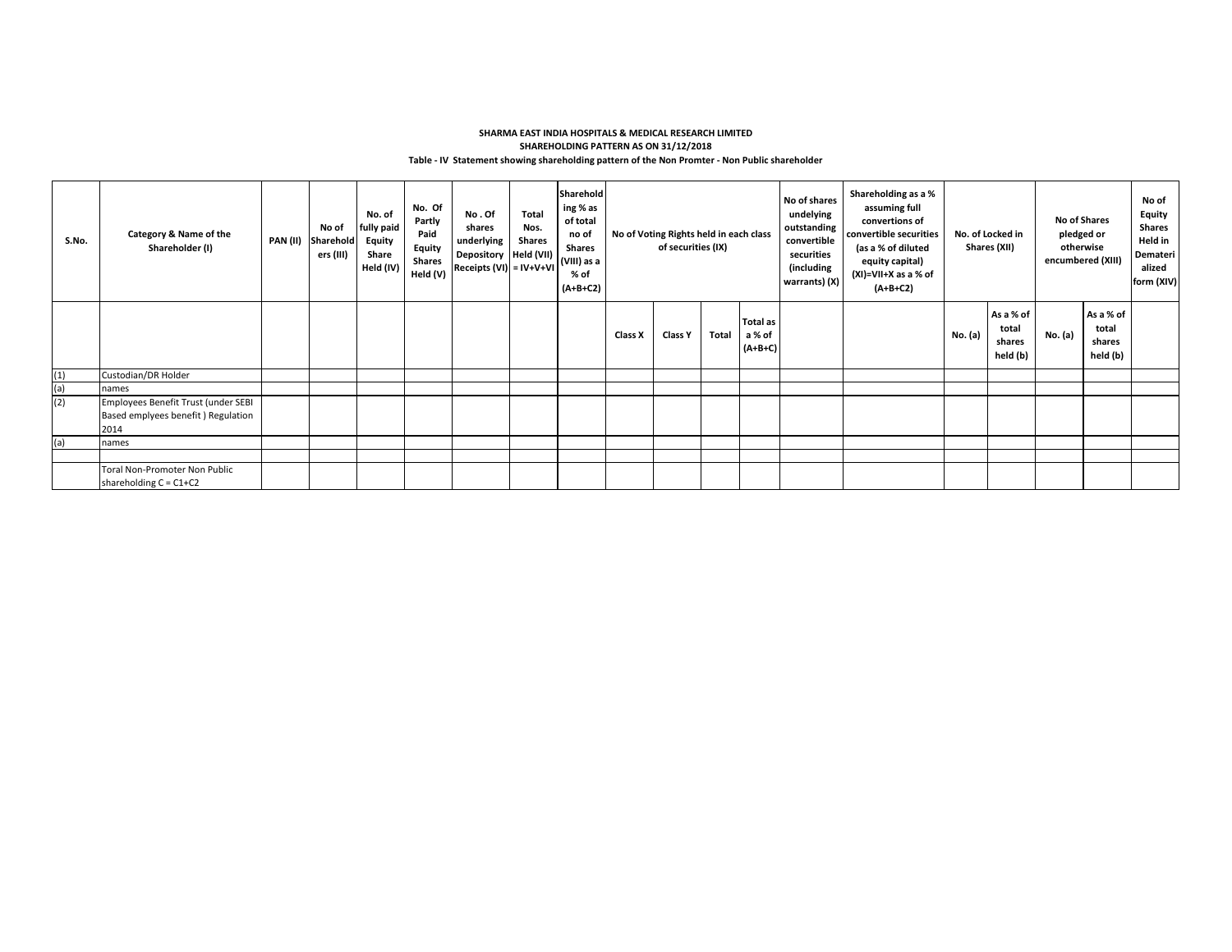**SHARMA EAST INDIA HOSPITALS & MEDICAL RESEARCH LIMITED**

**SHAREHOLDING PATTERN AS ON 31/12/2018**

**Table - IV Statement showing shareholding pattern of the Non Promter - Non Public shareholder**

| S.No. | Category & Name of the Shareholder (I) | PAN (II) | No of Shareholders (III) | No. of fully paid Equity Share Held (IV) | No. Of Partly Paid Equity Shares Held (V) | No . Of shares underlying Depository Receipts (VI) | Total Nos. Shares Held (VII) = IV+V+VI | Shareholding % as of total no of Shares (VIII) as a % of (A+B+C2) | No of Voting Rights held in each class of securities (IX) | | | | No of shares undelying outstanding convertible securities (including warrants) (X) | Shareholding as a % assuming full convertions of convertible securities (as a % of diluted equity capital) (XI)=VII+X as a % of (A+B+C2) | No. of Locked in Shares (XII) | | No of Shares pledged or otherwise encumbered (XIII) | | No of Equity Shares Held in Dematerialized form (XIV) |
|---|---|---|---|---|---|---|---|---|---|---|---|---|---|---|---|---|---|---|---|
| | | | | | | | | | Class X | Class Y | Total | Total as a % of (A+B+C) | | | No. (a) | As a % of total shares held (b) | No. (a) | As a % of total shares held (b) | |
| (1) | Custodian/DR Holder | | | | | | | | | | | | | | | | | | |
| (a) | names | | | | | | | | | | | | | | | | | | |
| (2) | Employees Benefit Trust (under SEBI Based emplyees benefit ) Regulation 2014 | | | | | | | | | | | | | | | | | | |
| (a) | names | | | | | | | | | | | | | | | | | | |
| | | | | | | | | | | | | | | | | | | | |
| | Toral Non-Promoter Non Public shareholding C = C1+C2 | | | | | | | | | | | | | | | | | | |